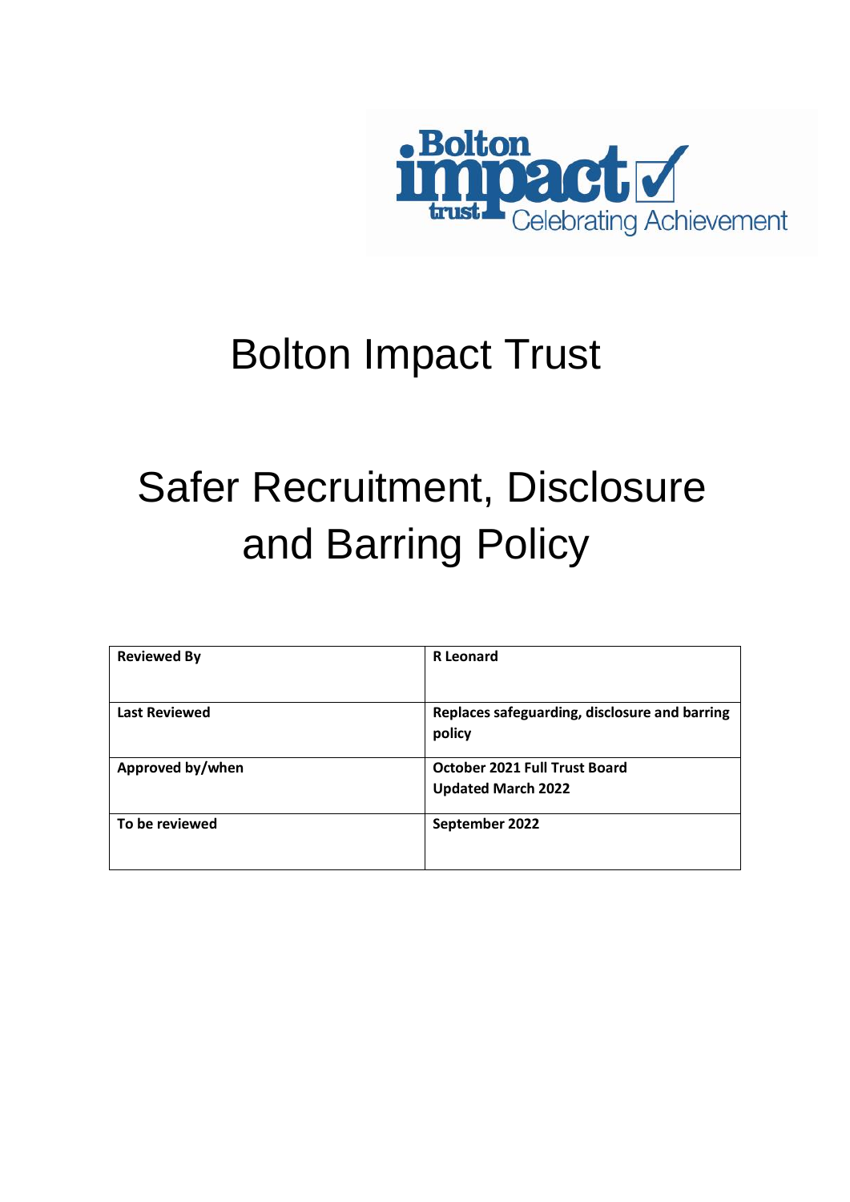# Bolton Impact Trust

# Safer Recruitment, Disclosure and Barring Policy

| **Reviewed By** | **R Leonard** |
|---|---|
| **Last Reviewed** | **Replaces safeguarding, disclosure and barring policy** |
| **Approved by/when** | **October 2021 Full Trust Board**<br>**Updated March 2022** |
| **To be reviewed** | **September 2022** |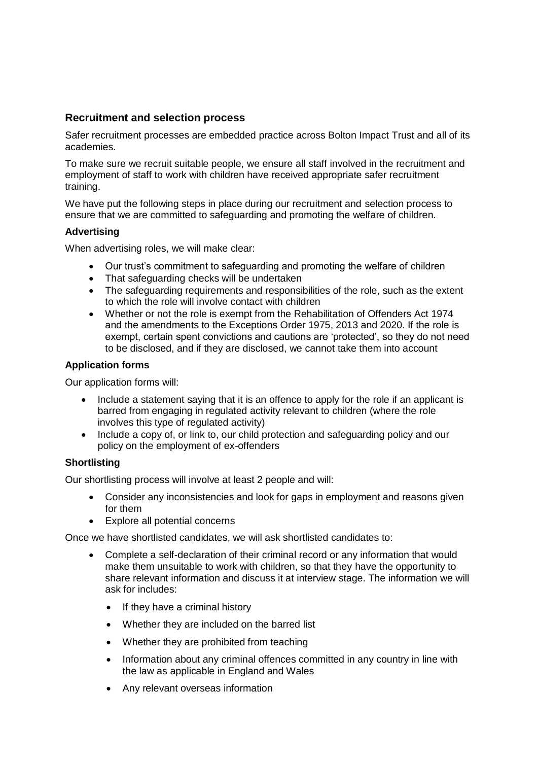## Recruitment and selection process

Safer recruitment processes are embedded practice across Bolton Impact Trust and all of its academies.

To make sure we recruit suitable people, we ensure all staff involved in the recruitment and employment of staff to work with children have received appropriate safer recruitment training.

We have put the following steps in place during our recruitment and selection process to ensure that we are committed to safeguarding and promoting the welfare of children.

### Advertising

When advertising roles, we will make clear:

- Our trust's commitment to safeguarding and promoting the welfare of children
- That safeguarding checks will be undertaken
- The safeguarding requirements and responsibilities of the role, such as the extent to which the role will involve contact with children
- Whether or not the role is exempt from the Rehabilitation of Offenders Act 1974 and the amendments to the Exceptions Order 1975, 2013 and 2020. If the role is exempt, certain spent convictions and cautions are 'protected', so they do not need to be disclosed, and if they are disclosed, we cannot take them into account

### Application forms

Our application forms will:

- Include a statement saying that it is an offence to apply for the role if an applicant is barred from engaging in regulated activity relevant to children (where the role involves this type of regulated activity)
- Include a copy of, or link to, our child protection and safeguarding policy and our policy on the employment of ex-offenders

### Shortlisting

Our shortlisting process will involve at least 2 people and will:

- Consider any inconsistencies and look for gaps in employment and reasons given for them
- Explore all potential concerns

Once we have shortlisted candidates, we will ask shortlisted candidates to:

- Complete a self-declaration of their criminal record or any information that would make them unsuitable to work with children, so that they have the opportunity to share relevant information and discuss it at interview stage. The information we will ask for includes:
  - If they have a criminal history
  - Whether they are included on the barred list
  - Whether they are prohibited from teaching
  - Information about any criminal offences committed in any country in line with the law as applicable in England and Wales
  - Any relevant overseas information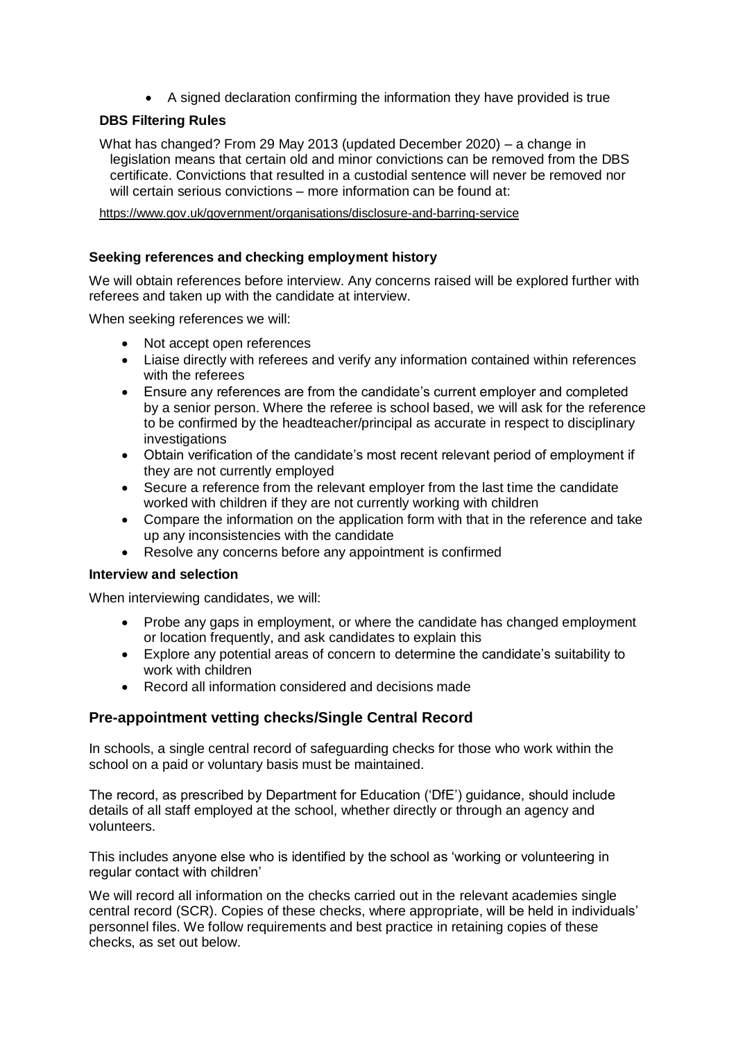- A signed declaration confirming the information they have provided is true

**DBS Filtering Rules**

What has changed? From 29 May 2013 (updated December 2020) – a change in legislation means that certain old and minor convictions can be removed from the DBS certificate. Convictions that resulted in a custodial sentence will never be removed nor will certain serious convictions – more information can be found at:

https://www.gov.uk/government/organisations/disclosure-and-barring-service

**Seeking references and checking employment history**

We will obtain references before interview. Any concerns raised will be explored further with referees and taken up with the candidate at interview.

When seeking references we will:

- Not accept open references
- Liaise directly with referees and verify any information contained within references with the referees
- Ensure any references are from the candidate's current employer and completed by a senior person. Where the referee is school based, we will ask for the reference to be confirmed by the headteacher/principal as accurate in respect to disciplinary investigations
- Obtain verification of the candidate's most recent relevant period of employment if they are not currently employed
- Secure a reference from the relevant employer from the last time the candidate worked with children if they are not currently working with children
- Compare the information on the application form with that in the reference and take up any inconsistencies with the candidate
- Resolve any concerns before any appointment is confirmed

**Interview and selection**

When interviewing candidates, we will:

- Probe any gaps in employment, or where the candidate has changed employment or location frequently, and ask candidates to explain this
- Explore any potential areas of concern to determine the candidate's suitability to work with children
- Record all information considered and decisions made

## Pre-appointment vetting checks/Single Central Record

In schools, a single central record of safeguarding checks for those who work within the school on a paid or voluntary basis must be maintained.

The record, as prescribed by Department for Education ('DfE') guidance, should include details of all staff employed at the school, whether directly or through an agency and volunteers.

This includes anyone else who is identified by the school as 'working or volunteering in regular contact with children'

We will record all information on the checks carried out in the relevant academies single central record (SCR). Copies of these checks, where appropriate, will be held in individuals' personnel files. We follow requirements and best practice in retaining copies of these checks, as set out below.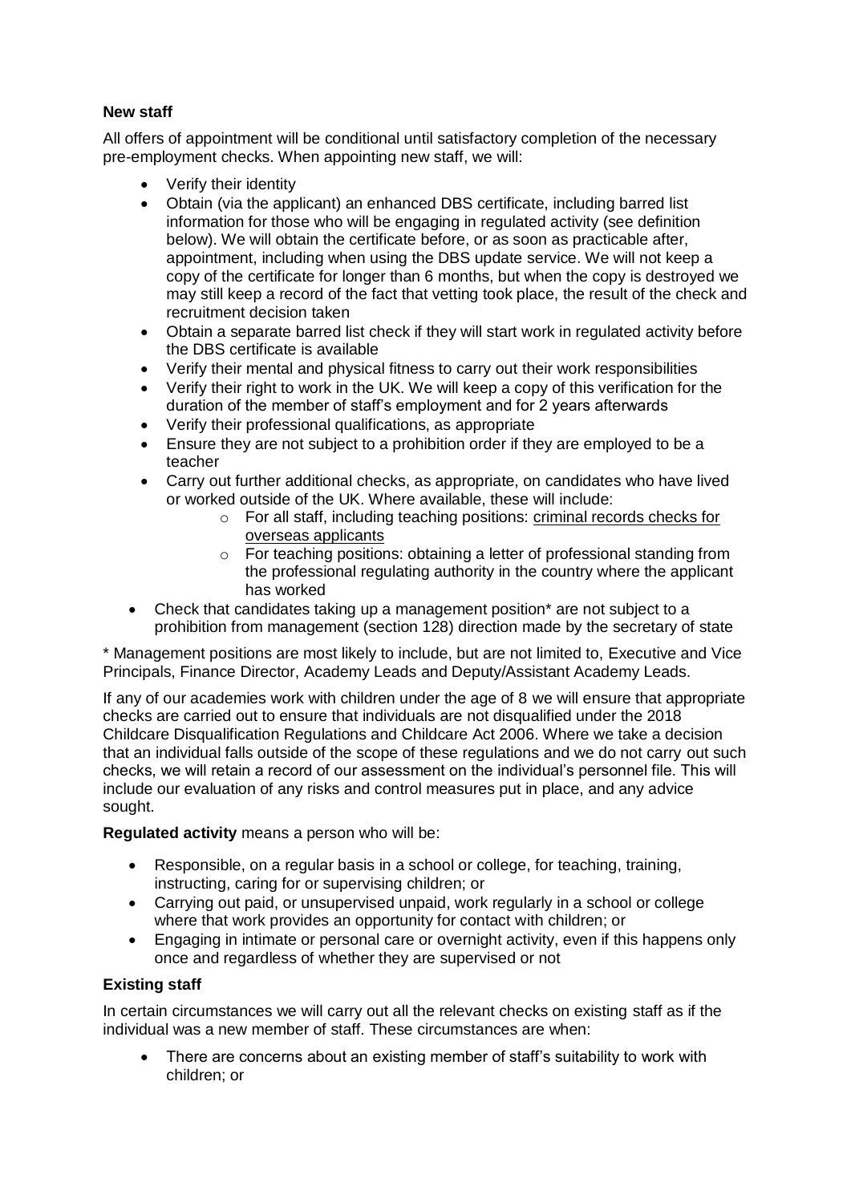**New staff**

All offers of appointment will be conditional until satisfactory completion of the necessary pre-employment checks. When appointing new staff, we will:

- Verify their identity
- Obtain (via the applicant) an enhanced DBS certificate, including barred list information for those who will be engaging in regulated activity (see definition below). We will obtain the certificate before, or as soon as practicable after, appointment, including when using the DBS update service. We will not keep a copy of the certificate for longer than 6 months, but when the copy is destroyed we may still keep a record of the fact that vetting took place, the result of the check and recruitment decision taken
- Obtain a separate barred list check if they will start work in regulated activity before the DBS certificate is available
- Verify their mental and physical fitness to carry out their work responsibilities
- Verify their right to work in the UK. We will keep a copy of this verification for the duration of the member of staff's employment and for 2 years afterwards
- Verify their professional qualifications, as appropriate
- Ensure they are not subject to a prohibition order if they are employed to be a teacher
- Carry out further additional checks, as appropriate, on candidates who have lived or worked outside of the UK. Where available, these will include:
    - For all staff, including teaching positions: criminal records checks for overseas applicants
    - For teaching positions: obtaining a letter of professional standing from the professional regulating authority in the country where the applicant has worked
- Check that candidates taking up a management position* are not subject to a prohibition from management (section 128) direction made by the secretary of state

* Management positions are most likely to include, but are not limited to, Executive and Vice Principals, Finance Director, Academy Leads and Deputy/Assistant Academy Leads.

If any of our academies work with children under the age of 8 we will ensure that appropriate checks are carried out to ensure that individuals are not disqualified under the 2018 Childcare Disqualification Regulations and Childcare Act 2006. Where we take a decision that an individual falls outside of the scope of these regulations and we do not carry out such checks, we will retain a record of our assessment on the individual's personnel file. This will include our evaluation of any risks and control measures put in place, and any advice sought.

**Regulated activity** means a person who will be:

- Responsible, on a regular basis in a school or college, for teaching, training, instructing, caring for or supervising children; or
- Carrying out paid, or unsupervised unpaid, work regularly in a school or college where that work provides an opportunity for contact with children; or
- Engaging in intimate or personal care or overnight activity, even if this happens only once and regardless of whether they are supervised or not

**Existing staff**

In certain circumstances we will carry out all the relevant checks on existing staff as if the individual was a new member of staff. These circumstances are when:

- There are concerns about an existing member of staff's suitability to work with children; or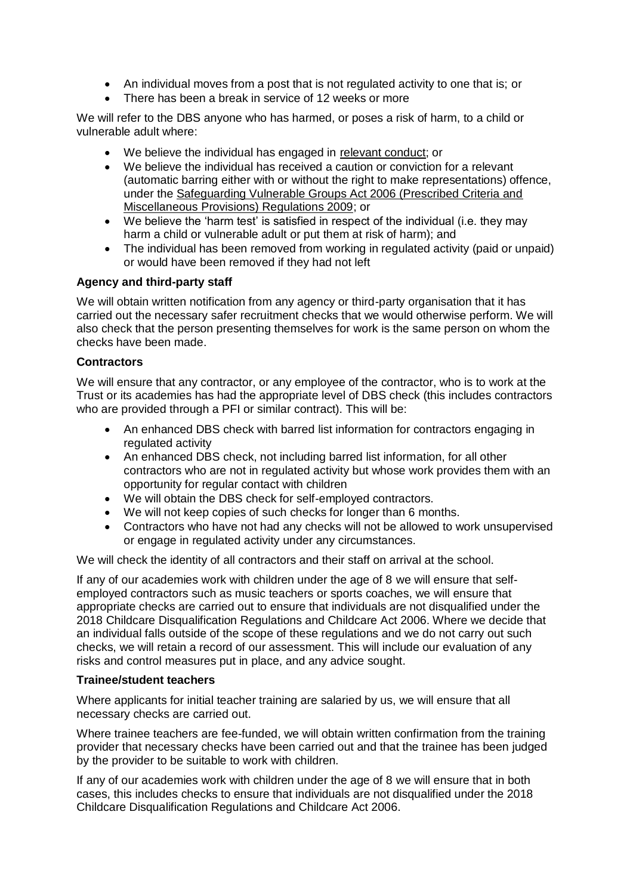- An individual moves from a post that is not regulated activity to one that is; or
- There has been a break in service of 12 weeks or more

We will refer to the DBS anyone who has harmed, or poses a risk of harm, to a child or vulnerable adult where:

- We believe the individual has engaged in relevant conduct; or
- We believe the individual has received a caution or conviction for a relevant (automatic barring either with or without the right to make representations) offence, under the Safeguarding Vulnerable Groups Act 2006 (Prescribed Criteria and Miscellaneous Provisions) Regulations 2009; or
- We believe the 'harm test' is satisfied in respect of the individual (i.e. they may harm a child or vulnerable adult or put them at risk of harm); and
- The individual has been removed from working in regulated activity (paid or unpaid) or would have been removed if they had not left

**Agency and third-party staff**

We will obtain written notification from any agency or third-party organisation that it has carried out the necessary safer recruitment checks that we would otherwise perform. We will also check that the person presenting themselves for work is the same person on whom the checks have been made.

**Contractors**

We will ensure that any contractor, or any employee of the contractor, who is to work at the Trust or its academies has had the appropriate level of DBS check (this includes contractors who are provided through a PFI or similar contract). This will be:

- An enhanced DBS check with barred list information for contractors engaging in regulated activity
- An enhanced DBS check, not including barred list information, for all other contractors who are not in regulated activity but whose work provides them with an opportunity for regular contact with children
- We will obtain the DBS check for self-employed contractors.
- We will not keep copies of such checks for longer than 6 months.
- Contractors who have not had any checks will not be allowed to work unsupervised or engage in regulated activity under any circumstances.

We will check the identity of all contractors and their staff on arrival at the school.

If any of our academies work with children under the age of 8 we will ensure that self-employed contractors such as music teachers or sports coaches, we will ensure that appropriate checks are carried out to ensure that individuals are not disqualified under the 2018 Childcare Disqualification Regulations and Childcare Act 2006. Where we decide that an individual falls outside of the scope of these regulations and we do not carry out such checks, we will retain a record of our assessment. This will include our evaluation of any risks and control measures put in place, and any advice sought.

**Trainee/student teachers**

Where applicants for initial teacher training are salaried by us, we will ensure that all necessary checks are carried out.

Where trainee teachers are fee-funded, we will obtain written confirmation from the training provider that necessary checks have been carried out and that the trainee has been judged by the provider to be suitable to work with children.

If any of our academies work with children under the age of 8 we will ensure that in both cases, this includes checks to ensure that individuals are not disqualified under the 2018 Childcare Disqualification Regulations and Childcare Act 2006.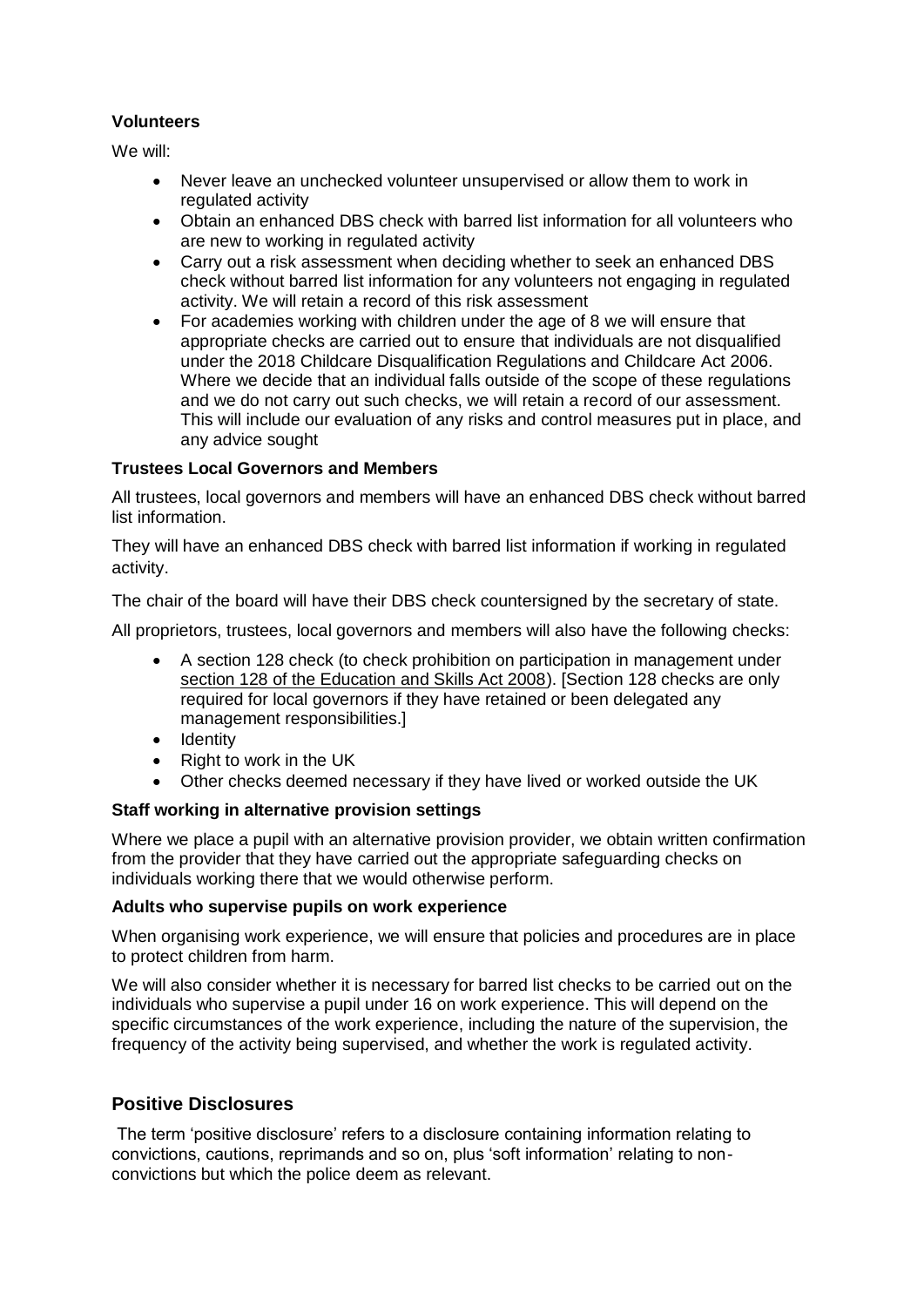**Volunteers**

We will:

- Never leave an unchecked volunteer unsupervised or allow them to work in regulated activity
- Obtain an enhanced DBS check with barred list information for all volunteers who are new to working in regulated activity
- Carry out a risk assessment when deciding whether to seek an enhanced DBS check without barred list information for any volunteers not engaging in regulated activity. We will retain a record of this risk assessment
- For academies working with children under the age of 8 we will ensure that appropriate checks are carried out to ensure that individuals are not disqualified under the 2018 Childcare Disqualification Regulations and Childcare Act 2006. Where we decide that an individual falls outside of the scope of these regulations and we do not carry out such checks, we will retain a record of our assessment. This will include our evaluation of any risks and control measures put in place, and any advice sought

**Trustees Local Governors and Members**

All trustees, local governors and members will have an enhanced DBS check without barred list information.

They will have an enhanced DBS check with barred list information if working in regulated activity.

The chair of the board will have their DBS check countersigned by the secretary of state.

All proprietors, trustees, local governors and members will also have the following checks:

- A section 128 check (to check prohibition on participation in management under section 128 of the Education and Skills Act 2008). [Section 128 checks are only required for local governors if they have retained or been delegated any management responsibilities.]
- Identity
- Right to work in the UK
- Other checks deemed necessary if they have lived or worked outside the UK

**Staff working in alternative provision settings**

Where we place a pupil with an alternative provision provider, we obtain written confirmation from the provider that they have carried out the appropriate safeguarding checks on individuals working there that we would otherwise perform.

**Adults who supervise pupils on work experience**

When organising work experience, we will ensure that policies and procedures are in place to protect children from harm.

We will also consider whether it is necessary for barred list checks to be carried out on the individuals who supervise a pupil under 16 on work experience. This will depend on the specific circumstances of the work experience, including the nature of the supervision, the frequency of the activity being supervised, and whether the work is regulated activity.

## Positive Disclosures

The term 'positive disclosure' refers to a disclosure containing information relating to convictions, cautions, reprimands and so on, plus 'soft information' relating to non-convictions but which the police deem as relevant.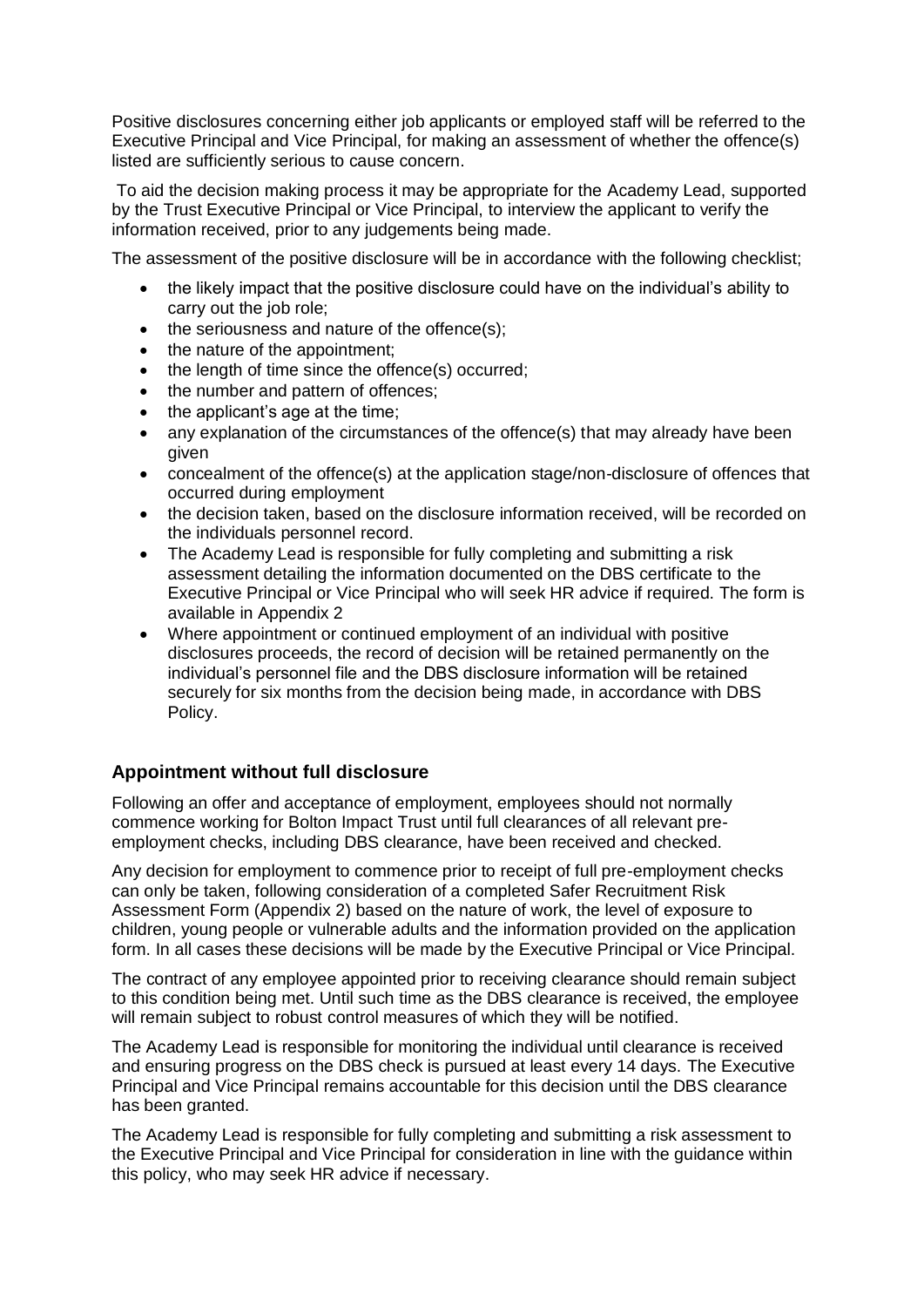Positive disclosures concerning either job applicants or employed staff will be referred to the Executive Principal and Vice Principal, for making an assessment of whether the offence(s) listed are sufficiently serious to cause concern.

To aid the decision making process it may be appropriate for the Academy Lead, supported by the Trust Executive Principal or Vice Principal, to interview the applicant to verify the information received, prior to any judgements being made.

The assessment of the positive disclosure will be in accordance with the following checklist;

- the likely impact that the positive disclosure could have on the individual's ability to carry out the job role;
- the seriousness and nature of the offence(s);
- the nature of the appointment;
- the length of time since the offence(s) occurred;
- the number and pattern of offences;
- the applicant's age at the time;
- any explanation of the circumstances of the offence(s) that may already have been given
- concealment of the offence(s) at the application stage/non-disclosure of offences that occurred during employment
- the decision taken, based on the disclosure information received, will be recorded on the individuals personnel record.
- The Academy Lead is responsible for fully completing and submitting a risk assessment detailing the information documented on the DBS certificate to the Executive Principal or Vice Principal who will seek HR advice if required. The form is available in Appendix 2
- Where appointment or continued employment of an individual with positive disclosures proceeds, the record of decision will be retained permanently on the individual's personnel file and the DBS disclosure information will be retained securely for six months from the decision being made, in accordance with DBS Policy.

## Appointment without full disclosure

Following an offer and acceptance of employment, employees should not normally commence working for Bolton Impact Trust until full clearances of all relevant pre-employment checks, including DBS clearance, have been received and checked.

Any decision for employment to commence prior to receipt of full pre-employment checks can only be taken, following consideration of a completed Safer Recruitment Risk Assessment Form (Appendix 2) based on the nature of work, the level of exposure to children, young people or vulnerable adults and the information provided on the application form. In all cases these decisions will be made by the Executive Principal or Vice Principal.

The contract of any employee appointed prior to receiving clearance should remain subject to this condition being met. Until such time as the DBS clearance is received, the employee will remain subject to robust control measures of which they will be notified.

The Academy Lead is responsible for monitoring the individual until clearance is received and ensuring progress on the DBS check is pursued at least every 14 days. The Executive Principal and Vice Principal remains accountable for this decision until the DBS clearance has been granted.

The Academy Lead is responsible for fully completing and submitting a risk assessment to the Executive Principal and Vice Principal for consideration in line with the guidance within this policy, who may seek HR advice if necessary.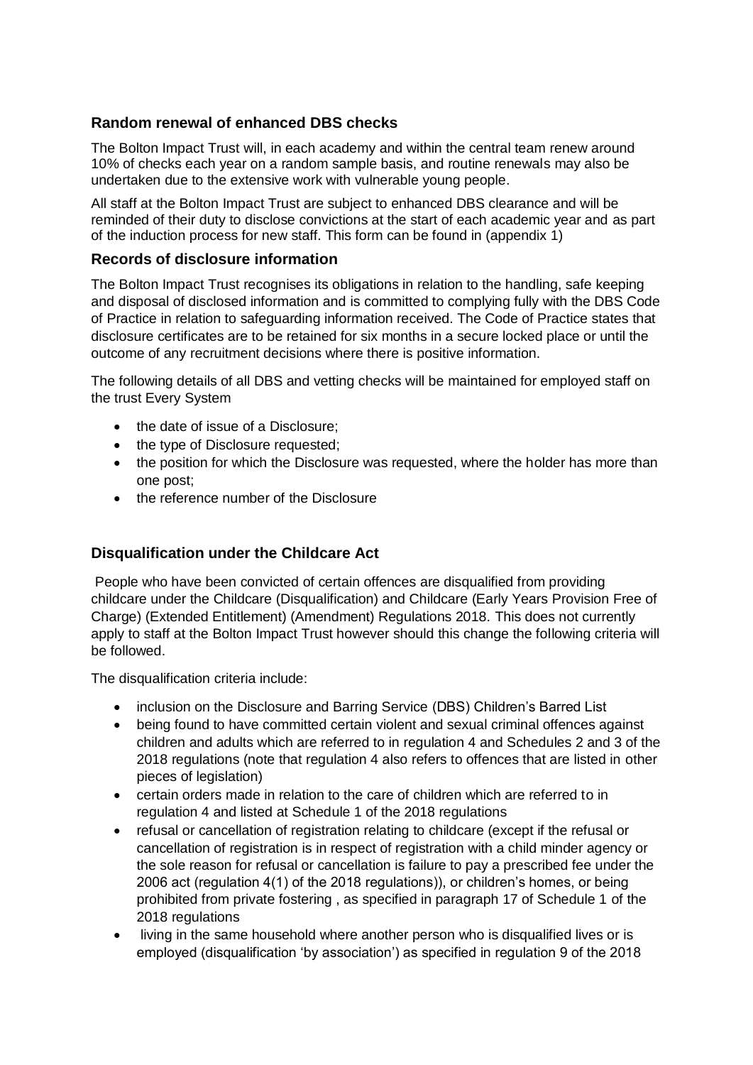### Random renewal of enhanced DBS checks

The Bolton Impact Trust will, in each academy and within the central team renew around 10% of checks each year on a random sample basis, and routine renewals may also be undertaken due to the extensive work with vulnerable young people.

All staff at the Bolton Impact Trust are subject to enhanced DBS clearance and will be reminded of their duty to disclose convictions at the start of each academic year and as part of the induction process for new staff. This form can be found in (appendix 1)

### Records of disclosure information

The Bolton Impact Trust recognises its obligations in relation to the handling, safe keeping and disposal of disclosed information and is committed to complying fully with the DBS Code of Practice in relation to safeguarding information received. The Code of Practice states that disclosure certificates are to be retained for six months in a secure locked place or until the outcome of any recruitment decisions where there is positive information.

The following details of all DBS and vetting checks will be maintained for employed staff on the trust Every System

- the date of issue of a Disclosure;
- the type of Disclosure requested;
- the position for which the Disclosure was requested, where the holder has more than one post;
- the reference number of the Disclosure

### Disqualification under the Childcare Act

People who have been convicted of certain offences are disqualified from providing childcare under the Childcare (Disqualification) and Childcare (Early Years Provision Free of Charge) (Extended Entitlement) (Amendment) Regulations 2018. This does not currently apply to staff at the Bolton Impact Trust however should this change the following criteria will be followed.

The disqualification criteria include:

- inclusion on the Disclosure and Barring Service (DBS) Children's Barred List
- being found to have committed certain violent and sexual criminal offences against children and adults which are referred to in regulation 4 and Schedules 2 and 3 of the 2018 regulations (note that regulation 4 also refers to offences that are listed in other pieces of legislation)
- certain orders made in relation to the care of children which are referred to in regulation 4 and listed at Schedule 1 of the 2018 regulations
- refusal or cancellation of registration relating to childcare (except if the refusal or cancellation of registration is in respect of registration with a child minder agency or the sole reason for refusal or cancellation is failure to pay a prescribed fee under the 2006 act (regulation 4(1) of the 2018 regulations)), or children's homes, or being prohibited from private fostering , as specified in paragraph 17 of Schedule 1 of the 2018 regulations
- living in the same household where another person who is disqualified lives or is employed (disqualification 'by association') as specified in regulation 9 of the 2018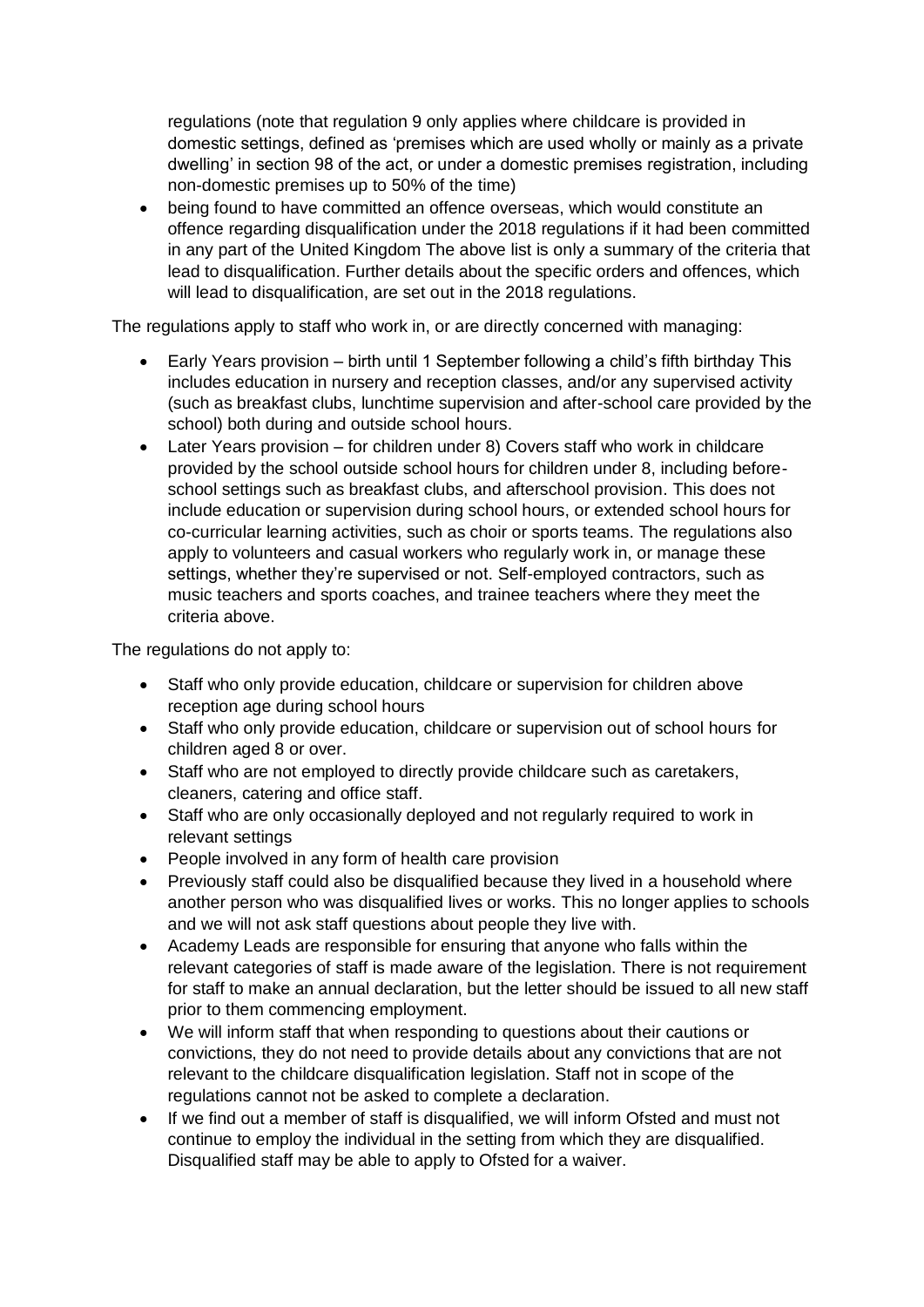regulations (note that regulation 9 only applies where childcare is provided in domestic settings, defined as 'premises which are used wholly or mainly as a private dwelling' in section 98 of the act, or under a domestic premises registration, including non-domestic premises up to 50% of the time)

- being found to have committed an offence overseas, which would constitute an offence regarding disqualification under the 2018 regulations if it had been committed in any part of the United Kingdom The above list is only a summary of the criteria that lead to disqualification. Further details about the specific orders and offences, which will lead to disqualification, are set out in the 2018 regulations.

The regulations apply to staff who work in, or are directly concerned with managing:

- Early Years provision – birth until 1 September following a child's fifth birthday This includes education in nursery and reception classes, and/or any supervised activity (such as breakfast clubs, lunchtime supervision and after-school care provided by the school) both during and outside school hours.
- Later Years provision – for children under 8) Covers staff who work in childcare provided by the school outside school hours for children under 8, including before-school settings such as breakfast clubs, and afterschool provision. This does not include education or supervision during school hours, or extended school hours for co-curricular learning activities, such as choir or sports teams. The regulations also apply to volunteers and casual workers who regularly work in, or manage these settings, whether they're supervised or not. Self-employed contractors, such as music teachers and sports coaches, and trainee teachers where they meet the criteria above.

The regulations do not apply to:

- Staff who only provide education, childcare or supervision for children above reception age during school hours
- Staff who only provide education, childcare or supervision out of school hours for children aged 8 or over.
- Staff who are not employed to directly provide childcare such as caretakers, cleaners, catering and office staff.
- Staff who are only occasionally deployed and not regularly required to work in relevant settings
- People involved in any form of health care provision
- Previously staff could also be disqualified because they lived in a household where another person who was disqualified lives or works. This no longer applies to schools and we will not ask staff questions about people they live with.
- Academy Leads are responsible for ensuring that anyone who falls within the relevant categories of staff is made aware of the legislation. There is not requirement for staff to make an annual declaration, but the letter should be issued to all new staff prior to them commencing employment.
- We will inform staff that when responding to questions about their cautions or convictions, they do not need to provide details about any convictions that are not relevant to the childcare disqualification legislation. Staff not in scope of the regulations cannot not be asked to complete a declaration.
- If we find out a member of staff is disqualified, we will inform Ofsted and must not continue to employ the individual in the setting from which they are disqualified. Disqualified staff may be able to apply to Ofsted for a waiver.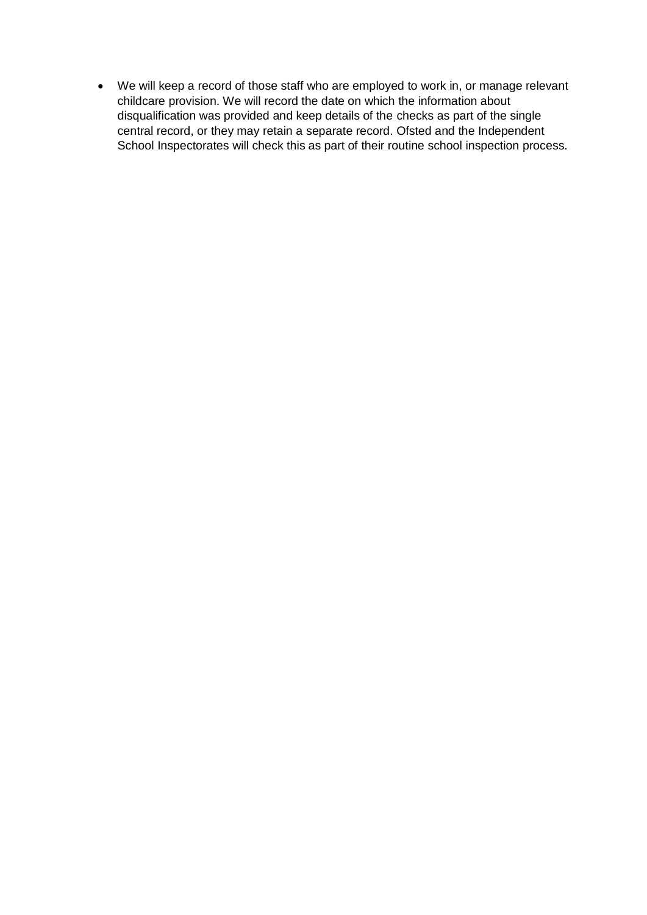- We will keep a record of those staff who are employed to work in, or manage relevant childcare provision. We will record the date on which the information about disqualification was provided and keep details of the checks as part of the single central record, or they may retain a separate record. Ofsted and the Independent School Inspectorates will check this as part of their routine school inspection process.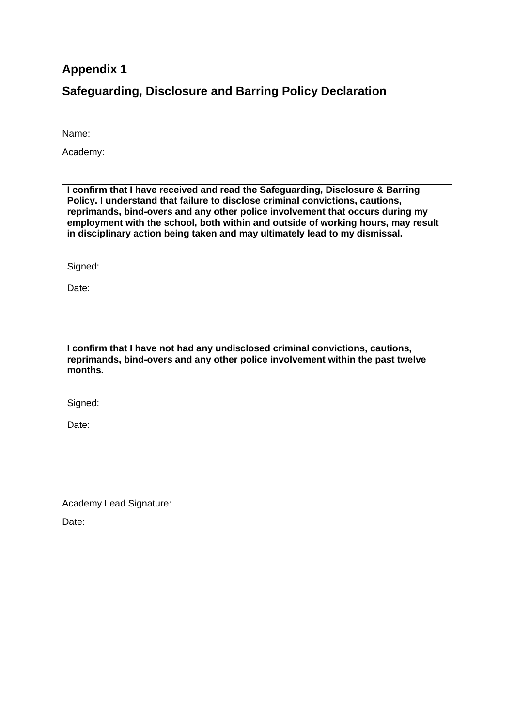## Appendix 1

## Safeguarding, Disclosure and Barring Policy Declaration

Name:

Academy:

| **I confirm that I have received and read the Safeguarding, Disclosure & Barring Policy. I understand that failure to disclose criminal convictions, cautions, reprimands, bind-overs and any other police involvement that occurs during my employment with the school, both within and outside of working hours, may result in disciplinary action being taken and may ultimately lead to my dismissal.**<br><br>Signed:<br><br>Date: |
|---|

| **I confirm that I have not had any undisclosed criminal convictions, cautions, reprimands, bind-overs and any other police involvement within the past twelve months.**<br><br>Signed:<br><br>Date: |
|---|

Academy Lead Signature:

Date: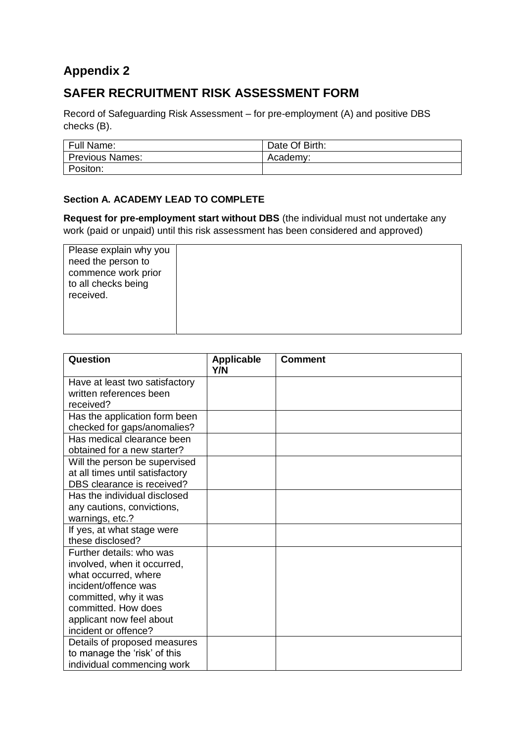## Appendix 2

## SAFER RECRUITMENT RISK ASSESSMENT FORM

Record of Safeguarding Risk Assessment – for pre-employment (A) and positive DBS checks (B).

| Full Name: | Date Of Birth: |
|---|---|
| Previous Names: | Academy: |
| Positon: | |

### Section A. ACADEMY LEAD TO COMPLETE

**Request for pre-employment start without DBS** (the individual must not undertake any work (paid or unpaid) until this risk assessment has been considered and approved)

| Please explain why you need the person to commence work prior to all checks being received. | |
|---|---|

| Question | Applicable Y/N | Comment |
|---|---|---|
| Have at least two satisfactory written references been received? | | |
| Has the application form been checked for gaps/anomalies? | | |
| Has medical clearance been obtained for a new starter? | | |
| Will the person be supervised at all times until satisfactory DBS clearance is received? | | |
| Has the individual disclosed any cautions, convictions, warnings, etc.? | | |
| If yes, at what stage were these disclosed? | | |
| Further details: who was involved, when it occurred, what occurred, where incident/offence was committed, why it was committed. How does applicant now feel about incident or offence? | | |
| Details of proposed measures to manage the 'risk' of this individual commencing work | | |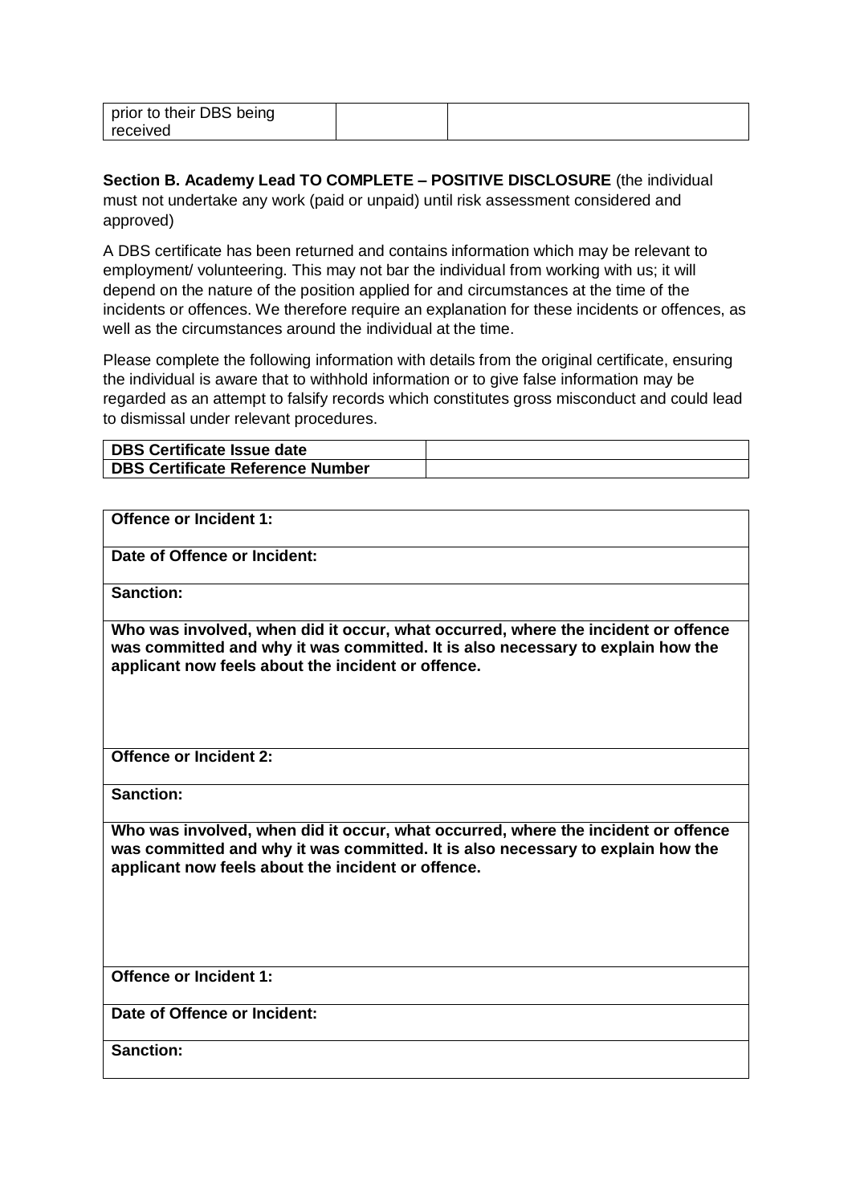| prior to their DBS being received | | |
|---|---|---|

**Section B. Academy Lead TO COMPLETE – POSITIVE DISCLOSURE** (the individual must not undertake any work (paid or unpaid) until risk assessment considered and approved)

A DBS certificate has been returned and contains information which may be relevant to employment/ volunteering. This may not bar the individual from working with us; it will depend on the nature of the position applied for and circumstances at the time of the incidents or offences. We therefore require an explanation for these incidents or offences, as well as the circumstances around the individual at the time.

Please complete the following information with details from the original certificate, ensuring the individual is aware that to withhold information or to give false information may be regarded as an attempt to falsify records which constitutes gross misconduct and could lead to dismissal under relevant procedures.

| **DBS Certificate Issue date** | |
|---|---|
| **DBS Certificate Reference Number** | |

| **Offence or Incident 1:** |
|---|
| **Date of Offence or Incident:** |
| **Sanction:** |
| **Who was involved, when did it occur, what occurred, where the incident or offence was committed and why it was committed. It is also necessary to explain how the applicant now feels about the incident or offence.** |
| **Offence or Incident 2:** |
| **Sanction:** |
| **Who was involved, when did it occur, what occurred, where the incident or offence was committed and why it was committed. It is also necessary to explain how the applicant now feels about the incident or offence.** |
| **Offence or Incident 1:** |
| **Date of Offence or Incident:** |
| **Sanction:** |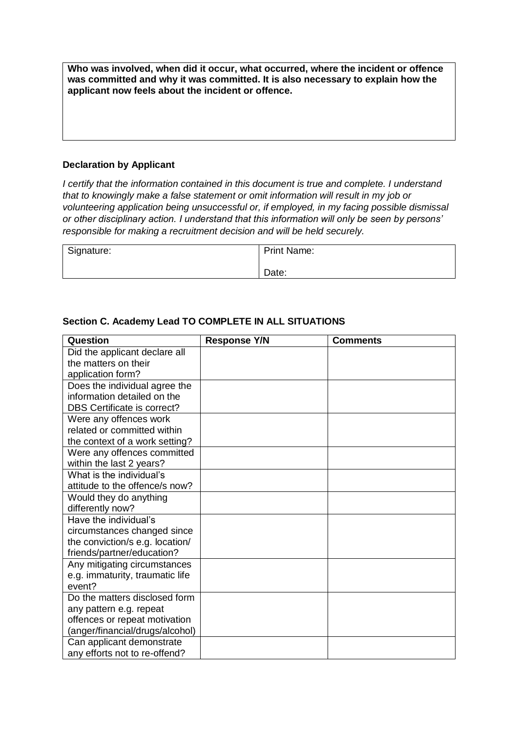| **Who was involved, when did it occur, what occurred, where the incident or offence was committed and why it was committed. It is also necessary to explain how the applicant now feels about the incident or offence.** |
| --- |

**Declaration by Applicant**

*I certify that the information contained in this document is true and complete. I understand that to knowingly make a false statement or omit information will result in my job or volunteering application being unsuccessful or, if employed, in my facing possible dismissal or other disciplinary action. I understand that this information will only be seen by persons' responsible for making a recruitment decision and will be held securely.*

| Signature: | Print Name:<br><br>Date: |
| --- | --- |

**Section C. Academy Lead TO COMPLETE IN ALL SITUATIONS**

| Question | Response Y/N | Comments |
| --- | --- | --- |
| Did the applicant declare all the matters on their application form? | | |
| Does the individual agree the information detailed on the DBS Certificate is correct? | | |
| Were any offences work related or committed within the context of a work setting? | | |
| Were any offences committed within the last 2 years? | | |
| What is the individual's attitude to the offence/s now? | | |
| Would they do anything differently now? | | |
| Have the individual's circumstances changed since the conviction/s e.g. location/ friends/partner/education? | | |
| Any mitigating circumstances e.g. immaturity, traumatic life event? | | |
| Do the matters disclosed form any pattern e.g. repeat offences or repeat motivation (anger/financial/drugs/alcohol) | | |
| Can applicant demonstrate any efforts not to re-offend? | | |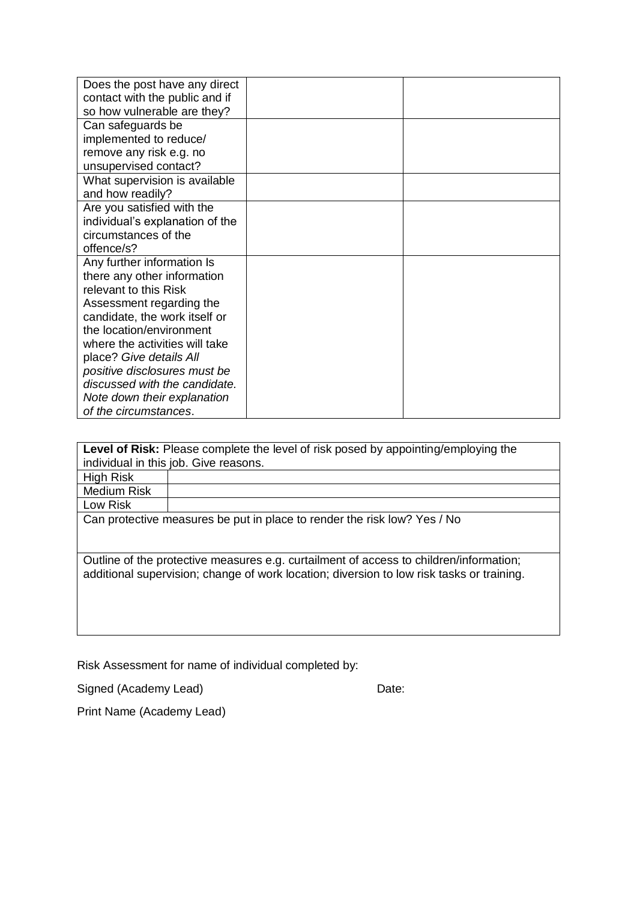| | | |
|---|---|---|
| Does the post have any direct contact with the public and if so how vulnerable are they? | | |
| Can safeguards be implemented to reduce/ remove any risk e.g. no unsupervised contact? | | |
| What supervision is available and how readily? | | |
| Are you satisfied with the individual's explanation of the circumstances of the offence/s? | | |
| Any further information Is there any other information relevant to this Risk Assessment regarding the candidate, the work itself or the location/environment where the activities will take place? *Give details All positive disclosures must be discussed with the candidate. Note down their explanation of the circumstances*. | | |

| **Level of Risk:** Please complete the level of risk posed by appointing/employing the individual in this job. Give reasons. | |
|---|---|
| High Risk | |
| Medium Risk | |
| Low Risk | |
| Can protective measures be put in place to render the risk low? Yes / No | |
| Outline of the protective measures e.g. curtailment of access to children/information; additional supervision; change of work location; diversion to low risk tasks or training. | |

Risk Assessment for name of individual completed by:

Signed (Academy Lead) Date:

Print Name (Academy Lead)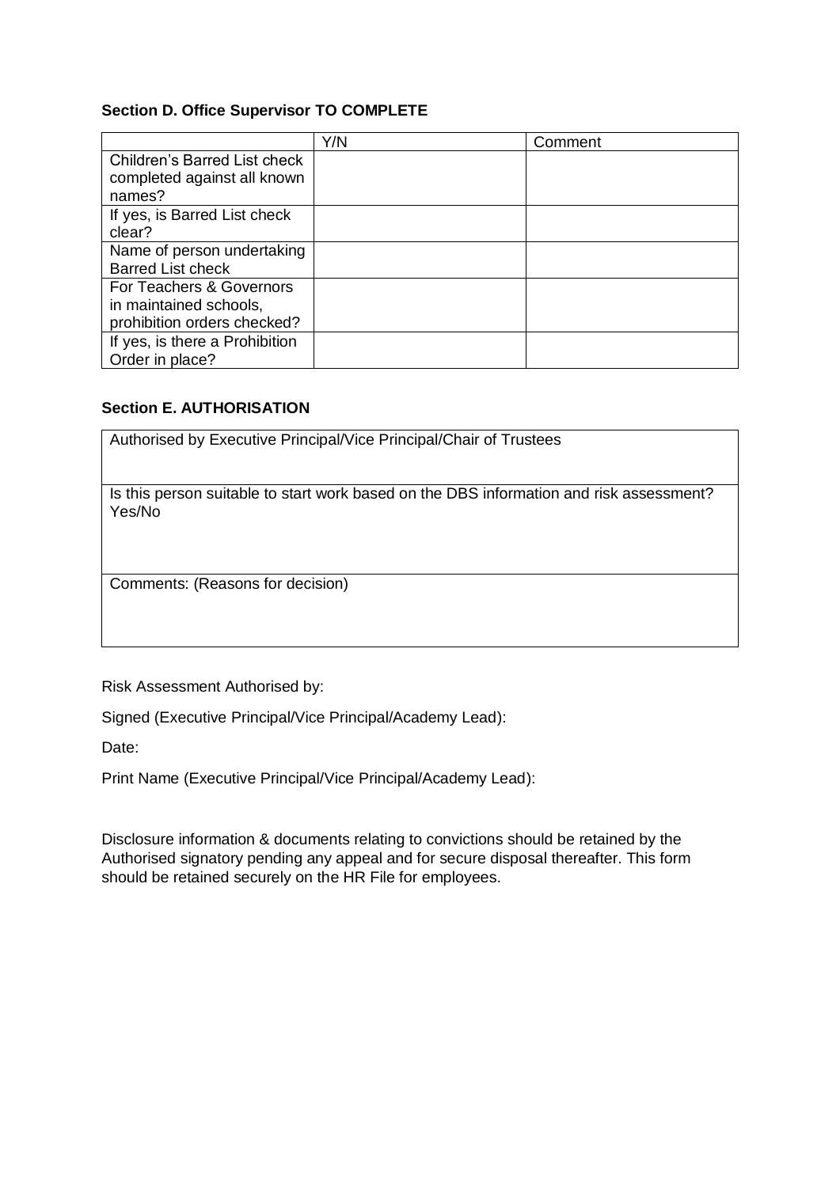**Section D. Office Supervisor TO COMPLETE**

| | Y/N | Comment |
|---|---|---|
| Children's Barred List check completed against all known names? | | |
| If yes, is Barred List check clear? | | |
| Name of person undertaking Barred List check | | |
| For Teachers & Governors in maintained schools, prohibition orders checked? | | |
| If yes, is there a Prohibition Order in place? | | |

**Section E. AUTHORISATION**

| Authorised by Executive Principal/Vice Principal/Chair of Trustees |
|---|
| Is this person suitable to start work based on the DBS information and risk assessment? Yes/No |
| Comments: (Reasons for decision) |

Risk Assessment Authorised by:

Signed (Executive Principal/Vice Principal/Academy Lead):

Date:

Print Name (Executive Principal/Vice Principal/Academy Lead):

Disclosure information & documents relating to convictions should be retained by the Authorised signatory pending any appeal and for secure disposal thereafter. This form should be retained securely on the HR File for employees.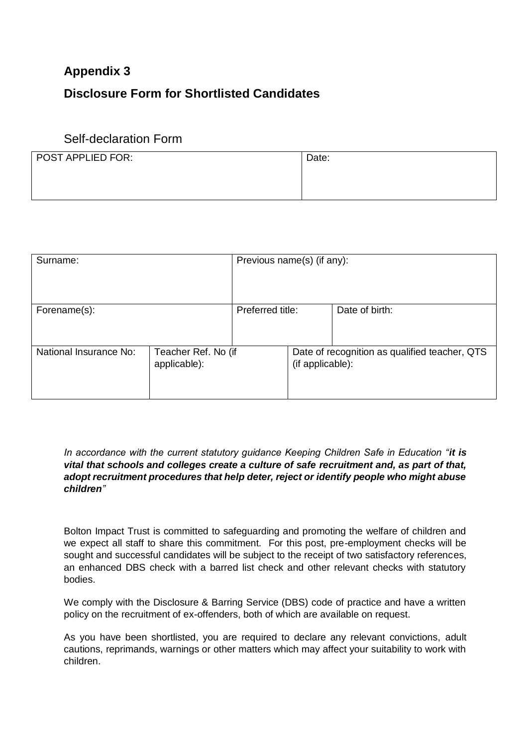## Appendix 3

## Disclosure Form for Shortlisted Candidates

### Self-declaration Form

| POST APPLIED FOR: | Date: |
|---|---|
| | |

| Surname: | | Previous name(s) (if any): | |
|---|---|---|---|
| Forename(s): | | Preferred title: | Date of birth: |
| National Insurance No: | Teacher Ref. No (if applicable): | Date of recognition as qualified teacher, QTS (if applicable): | |

*In accordance with the current statutory guidance Keeping Children Safe in Education "**it is vital that schools and colleges create a culture of safe recruitment and, as part of that, adopt recruitment procedures that help deter, reject or identify people who might abuse children**"*

Bolton Impact Trust is committed to safeguarding and promoting the welfare of children and we expect all staff to share this commitment. For this post, pre-employment checks will be sought and successful candidates will be subject to the receipt of two satisfactory references, an enhanced DBS check with a barred list check and other relevant checks with statutory bodies.

We comply with the Disclosure & Barring Service (DBS) code of practice and have a written policy on the recruitment of ex-offenders, both of which are available on request.

As you have been shortlisted, you are required to declare any relevant convictions, adult cautions, reprimands, warnings or other matters which may affect your suitability to work with children.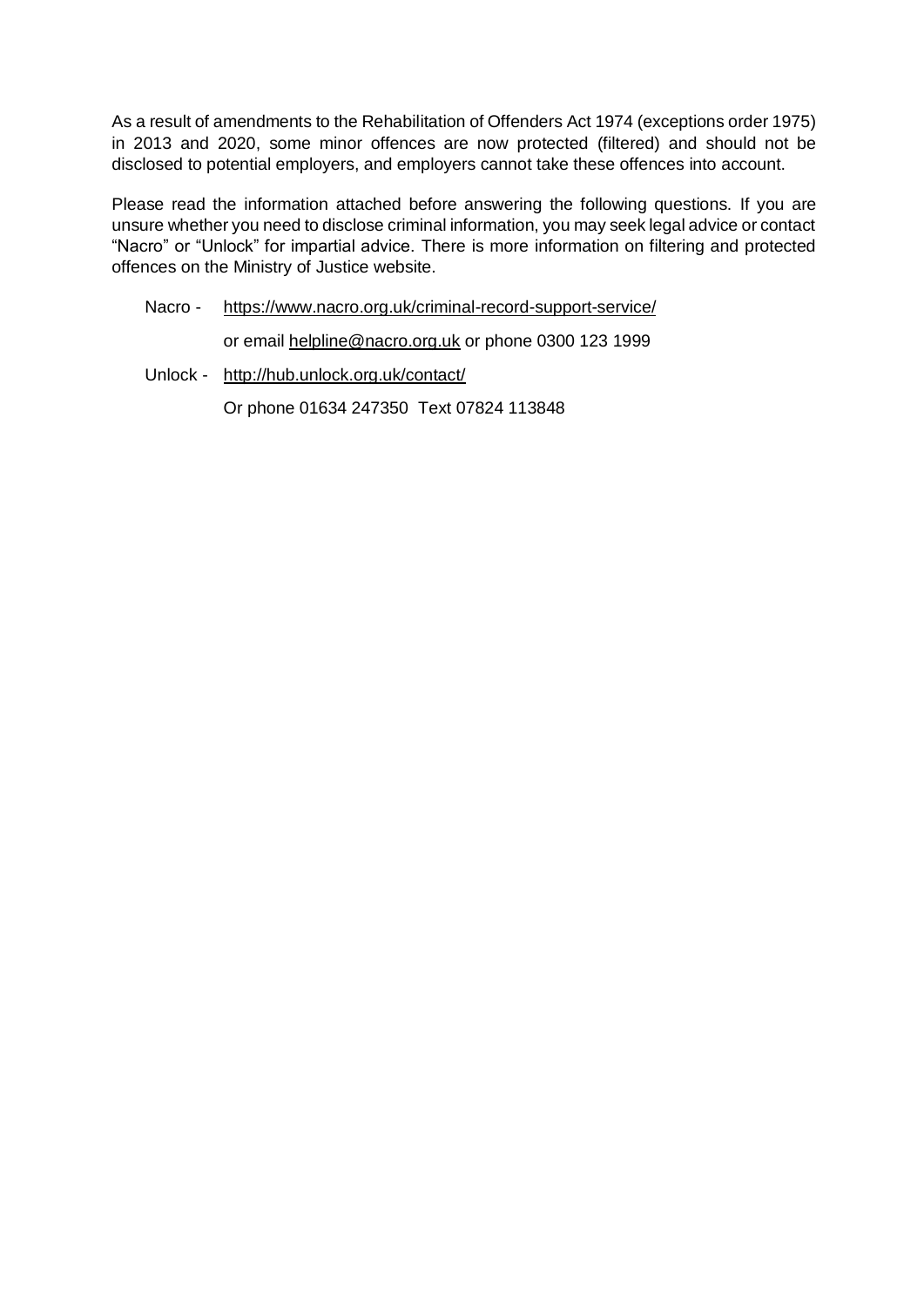As a result of amendments to the Rehabilitation of Offenders Act 1974 (exceptions order 1975) in 2013 and 2020, some minor offences are now protected (filtered) and should not be disclosed to potential employers, and employers cannot take these offences into account.

Please read the information attached before answering the following questions. If you are unsure whether you need to disclose criminal information, you may seek legal advice or contact "Nacro" or "Unlock" for impartial advice. There is more information on filtering and protected offences on the Ministry of Justice website.

Nacro - https://www.nacro.org.uk/criminal-record-support-service/

or email helpline@nacro.org.uk or phone 0300 123 1999

Unlock - http://hub.unlock.org.uk/contact/

Or phone 01634 247350 Text 07824 113848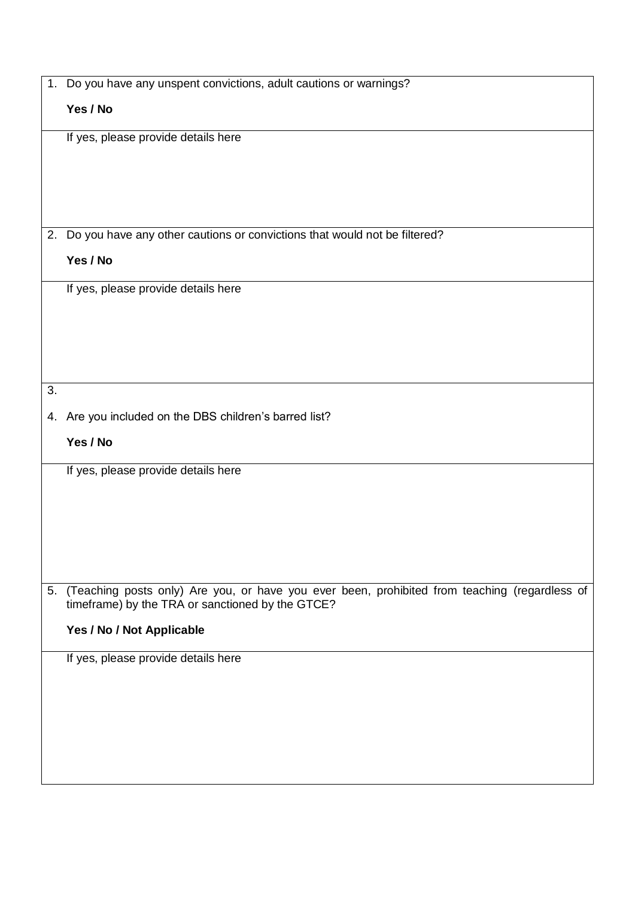1. Do you have any unspent convictions, adult cautions or warnings?

   **Yes / No**

   If yes, please provide details here

2. Do you have any other cautions or convictions that would not be filtered?

   **Yes / No**

   If yes, please provide details here

3. 

4. Are you included on the DBS children's barred list?

   **Yes / No**

   If yes, please provide details here

5. (Teaching posts only) Are you, or have you ever been, prohibited from teaching (regardless of timeframe) by the TRA or sanctioned by the GTCE?

   **Yes / No / Not Applicable**

   If yes, please provide details here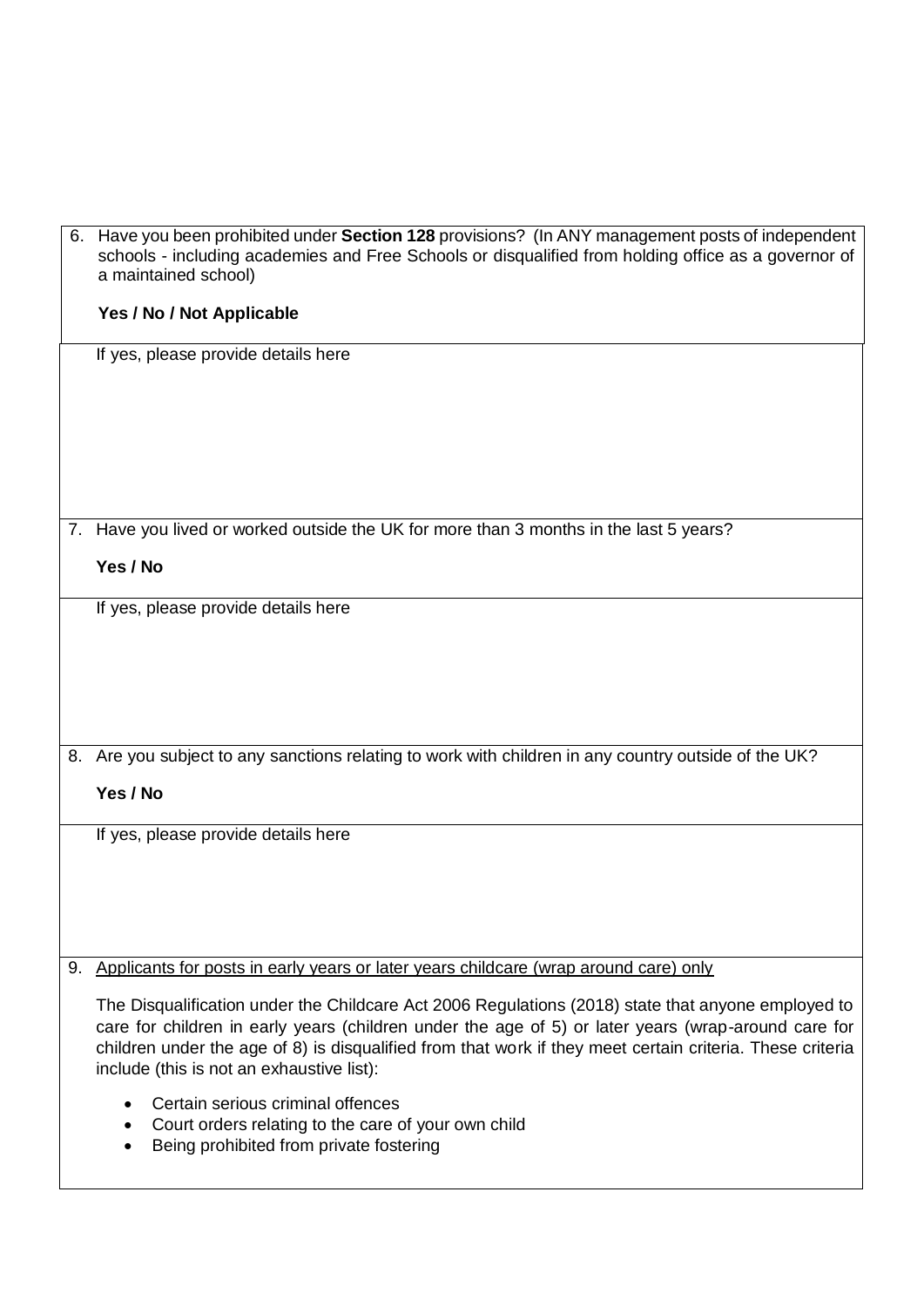6. Have you been prohibited under **Section 128** provisions? (In ANY management posts of independent schools - including academies and Free Schools or disqualified from holding office as a governor of a maintained school)

   **Yes / No / Not Applicable**

   If yes, please provide details here

7. Have you lived or worked outside the UK for more than 3 months in the last 5 years?

   **Yes / No**

   If yes, please provide details here

8. Are you subject to any sanctions relating to work with children in any country outside of the UK?

   **Yes / No**

   If yes, please provide details here

9. Applicants for posts in early years or later years childcare (wrap around care) only

   The Disqualification under the Childcare Act 2006 Regulations (2018) state that anyone employed to care for children in early years (children under the age of 5) or later years (wrap-around care for children under the age of 8) is disqualified from that work if they meet certain criteria. These criteria include (this is not an exhaustive list):

   - Certain serious criminal offences
   - Court orders relating to the care of your own child
   - Being prohibited from private fostering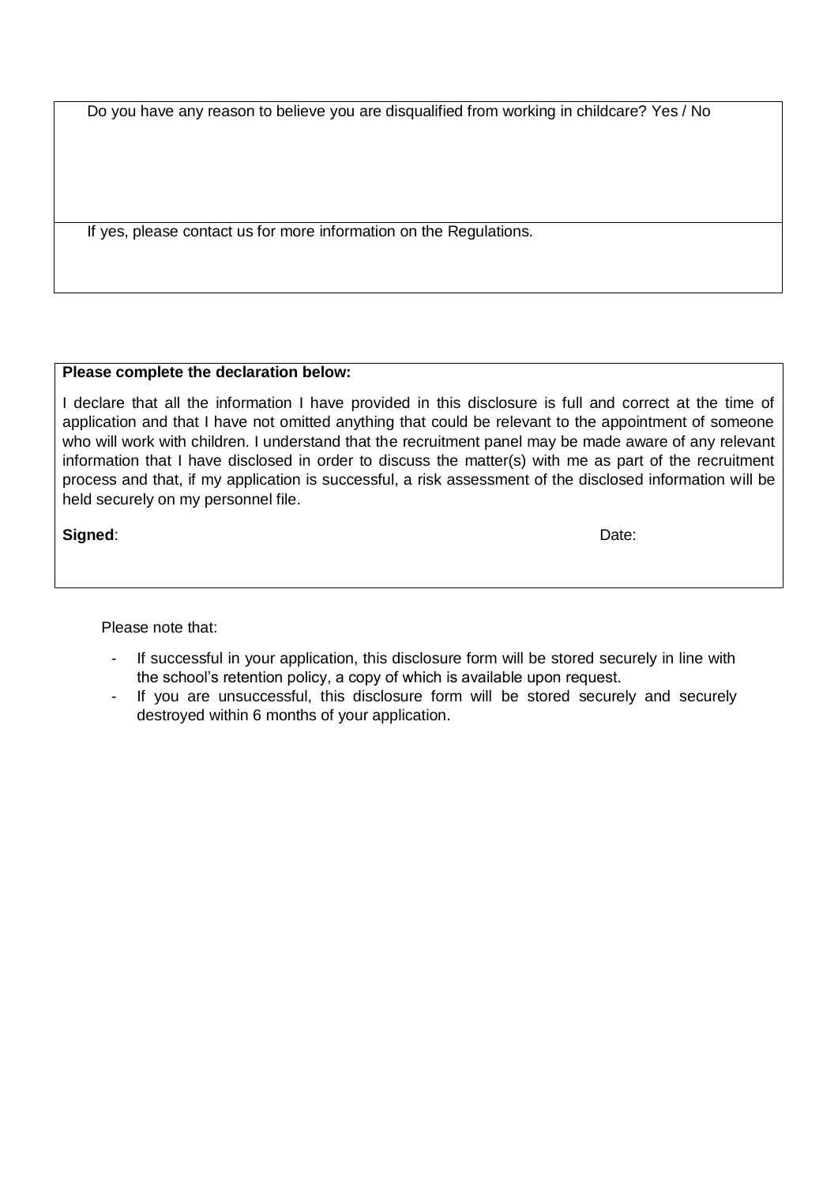| |
|---|
| Do you have any reason to believe you are disqualified from working in childcare? Yes / No |
| If yes, please contact us for more information on the Regulations. |

**Please complete the declaration below:**

I declare that all the information I have provided in this disclosure is full and correct at the time of application and that I have not omitted anything that could be relevant to the appointment of someone who will work with children. I understand that the recruitment panel may be made aware of any relevant information that I have disclosed in order to discuss the matter(s) with me as part of the recruitment process and that, if my application is successful, a risk assessment of the disclosed information will be held securely on my personnel file.

**Signed**: Date:

Please note that:

- If successful in your application, this disclosure form will be stored securely in line with the school's retention policy, a copy of which is available upon request.
- If you are unsuccessful, this disclosure form will be stored securely and securely destroyed within 6 months of your application.